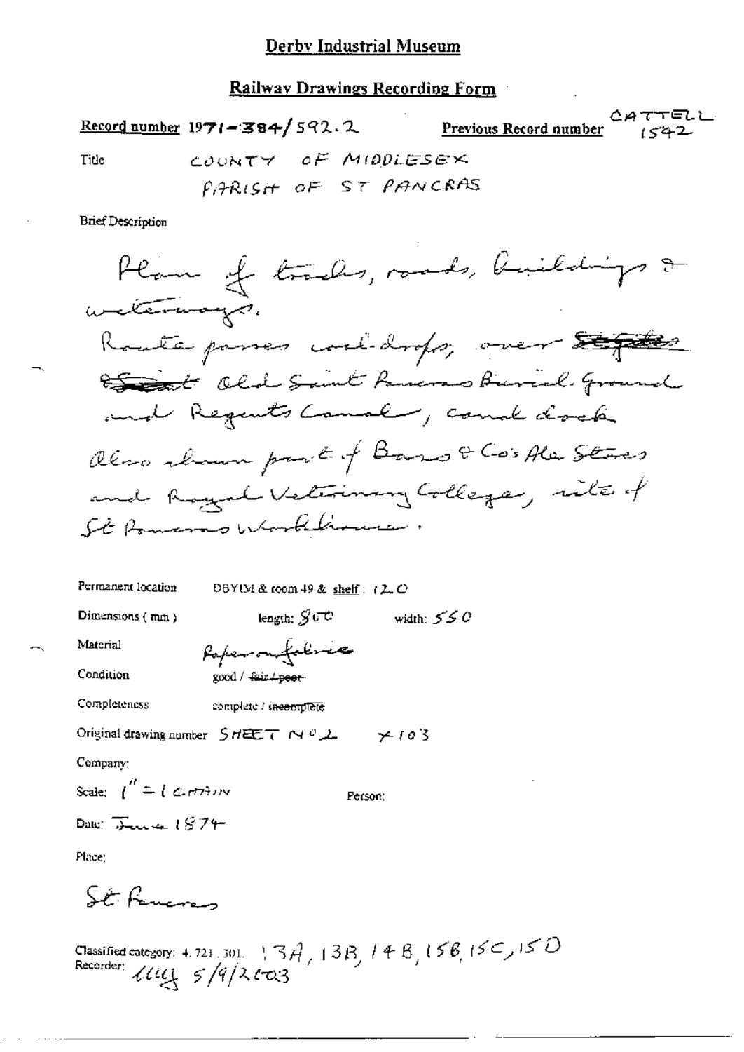# Derby Industrial Museum

## Railway Drawings Recording Form

**Record number** 1971-384/592.2 **Previous Record number** CATTELL 1542

Title COUNTY OF MIDDLESEX
PARISH OF ST PANCRAS

Brief Description

Plan of tracks, roads, buildings & waterways.
Route passes coal-drops, over ~~Stepts~~ ~~Street~~ Old Saint Pancras Burial Ground and Regents Canal, canal dock.
Also shown part of Bass & Co's Ale Stores and Royal Veterinary College, site of St Pancras Workhouse.

Permanent location DBYIM & room 49 & shelf: 12.C

Dimensions (mm) length: 800 width: 550

Material Paper on fabric

Condition good / ~~fair / poor~~

Completeness complete / ~~incomplete~~

Original drawing number SHEET No 2 ×103

Company:

Scale: 1" = 1 CHAIN Person:

Date: June 1874

Place:

St Pancras

Classified category: 4.721.301. 13A, 13B, 14B, 15B, 15C, 15D
Recorder: LLLG 5/9/2003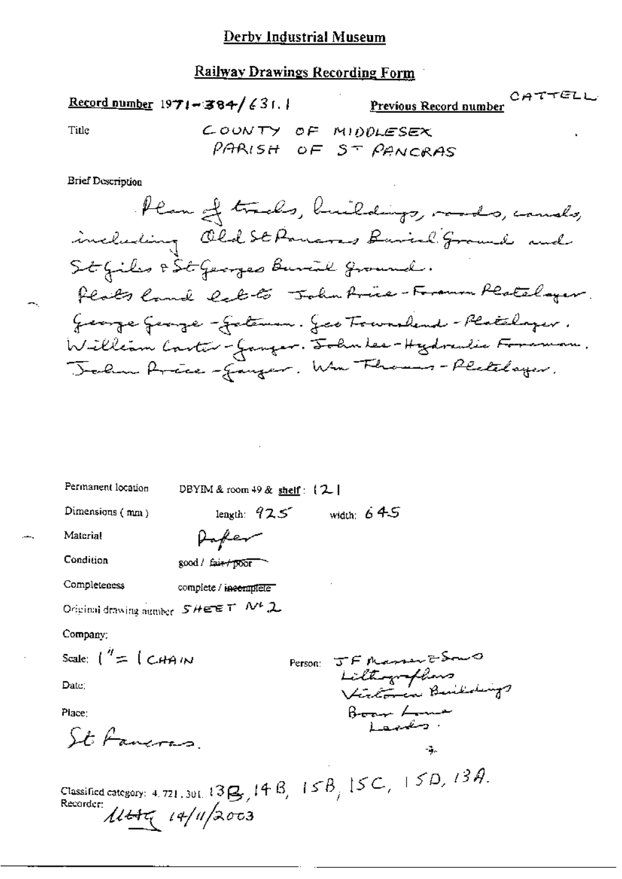# Derby Industrial Museum

## Railway Drawings Recording Form

**Record number** 1971-384/631.1 **Previous Record number** CATTELL

Title COUNTY OF MIDDLESEX
PARISH OF ST PANCRAS

Brief Description

Plan of tracks, buildings, roads, canals, including Old St Pancras Burial Ground and St Giles & St Georges Burial Ground.
Plots land let to John Price - Foreman Platelayer. George George - Gateman. Geo Townsend - Platelayer. William Carter - Ganger. John Lee - Hydraulic Foreman. John Price - Ganger. Wm Thomas - Platelayer.

Permanent location DBYIM & room 49 & shelf: 121

Dimensions (mm) length: 925 width: 645

Material Paper

Condition good / ~~fair / poor~~

Completeness complete / ~~incomplete~~

Original drawing number SHEET No 2

Company:

Scale: 1" = 1 CHAIN

Person: JF Masser & Sons Lithographers Victoria Buildings Boar Lane Leeds.

Date:

Place:
St Pancras.

Classified category: 4.721.301. 13B, 14B, 15B, 15C, 15D, 13A.

Recorder: MHG 14/11/2003